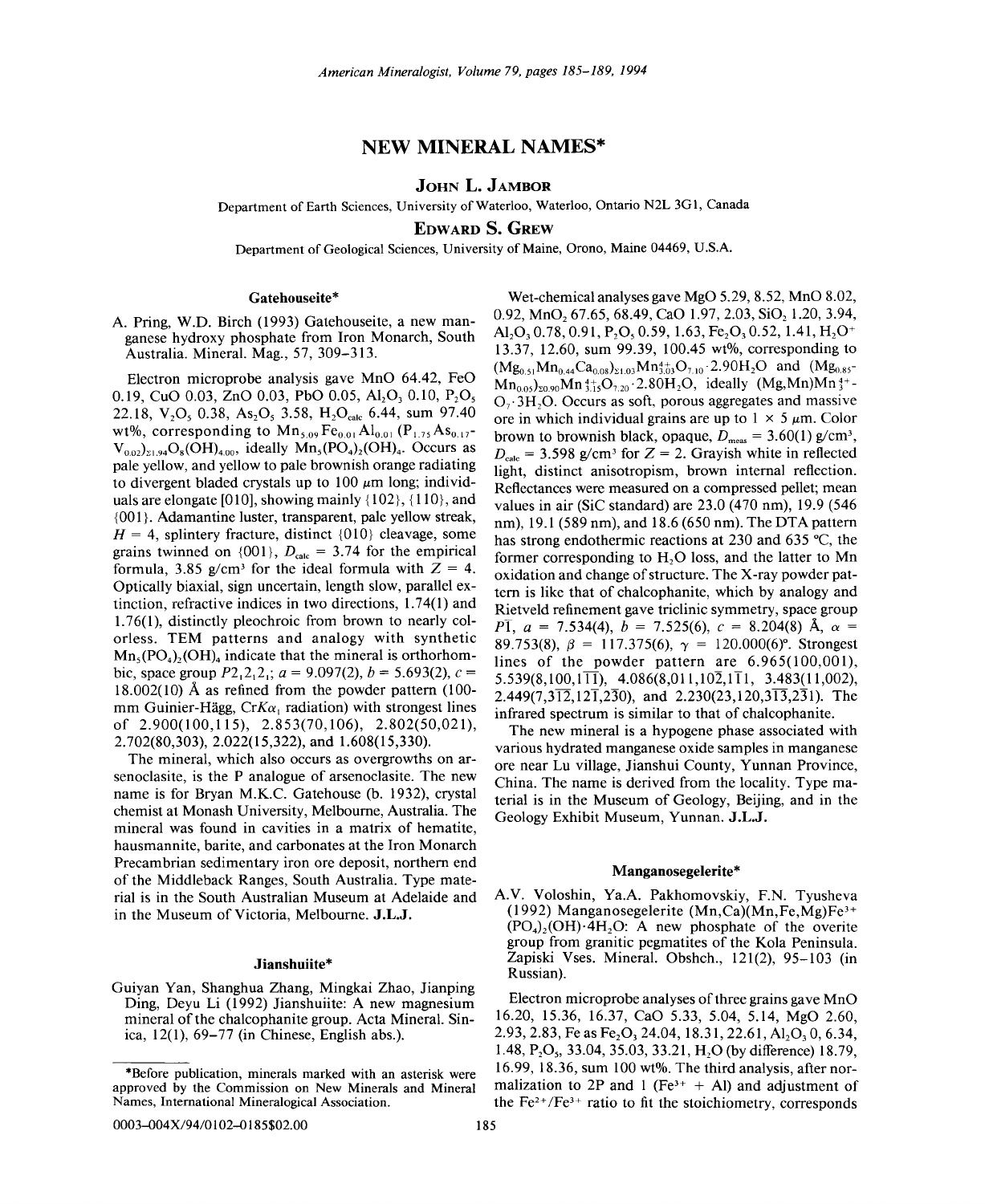# NEW MINERAL NAMES*

**JOHN L. JAMBOR**

Department of Earth Sciences, University of Waterloo, Waterloo, Ontario N2L 3G1, Canada

**EDWARD S. GREW**

Department of Geological Sciences, University of Maine, Orono, Maine 04469, U.S.A.

## Gatehouseite*

A. Pring, W.D. Birch (1993) Gatehouseite, a new manganese hydroxy phosphate from Iron Monarch, South Australia. Mineral. Mag., 57, 309–313.

Electron microprobe analysis gave MnO 64.42, FeO 0.19, CuO 0.03, ZnO 0.03, PbO 0.05, $Al_2O_3$ 0.10, $P_2O_5$ 22.18, $V_2O_5$ 0.38, $As_2O_5$ 3.58, $H_2O_{calc}$ 6.44, sum 97.40 wt%, corresponding to $Mn_{5.09}Fe_{0.01}Al_{0.01}(P_{1.75}As_{0.17}V_{0.02})_{\Sigma 1.94}O_8(OH)_{4.00}$, ideally $Mn_5(PO_4)_2(OH)_4$. Occurs as pale yellow, and yellow to pale brownish orange radiating to divergent bladed crystals up to 100 μm long; individuals are elongate [010], showing mainly {102}, {110}, and {001}. Adamantine luster, transparent, pale yellow streak, $H = 4$, splintery fracture, distinct {010} cleavage, some grains twinned on {001}, $D_{calc} = 3.74$ for the empirical formula, 3.85 g/cm³ for the ideal formula with $Z = 4$. Optically biaxial, sign uncertain, length slow, parallel extinction, refractive indices in two directions, 1.74(1) and 1.76(1), distinctly pleochroic from brown to nearly colorless. TEM patterns and analogy with synthetic $Mn_5(PO_4)_2(OH)_4$ indicate that the mineral is orthorhombic, space group $P2_12_12_1$; $a = 9.097(2)$, $b = 5.693(2)$, $c = 18.002(10)$ Å as refined from the powder pattern (100-mm Guinier-Hägg, $CrK\alpha_1$ radiation) with strongest lines of 2.900(100,115), 2.853(70,106), 2.802(50,021), 2.702(80,303), 2.022(15,322), and 1.608(15,330).

The mineral, which also occurs as overgrowths on arsenoclasite, is the P analogue of arsenoclasite. The new name is for Bryan M.K.C. Gatehouse (b. 1932), crystal chemist at Monash University, Melbourne, Australia. The mineral was found in cavities in a matrix of hematite, hausmannite, barite, and carbonates at the Iron Monarch Precambrian sedimentary iron ore deposit, northern end of the Middleback Ranges, South Australia. Type material is in the South Australian Museum at Adelaide and in the Museum of Victoria, Melbourne. **J.L.J.**

## Jianshuiite*

Guiyan Yan, Shanghua Zhang, Mingkai Zhao, Jianping Ding, Deyu Li (1992) Jianshuiite: A new magnesium mineral of the chalcophanite group. Acta Mineral. Sinica, 12(1), 69–77 (in Chinese, English abs.).

Wet-chemical analyses gave MgO 5.29, 8.52, MnO 8.02, 0.92, $MnO_2$ 67.65, 68.49, CaO 1.97, 2.03, $SiO_2$ 1.20, 3.94, $Al_2O_3$ 0.78, 0.91, $P_2O_5$ 0.59, 1.63, $Fe_2O_3$ 0.52, 1.41, $H_2O^+$ 13.37, 12.60, sum 99.39, 100.45 wt%, corresponding to $(Mg_{0.51}Mn_{0.44}Ca_{0.08})_{\Sigma 1.03}Mn^{4+}_{3.03}O_{7.10}\cdot 2.90H_2O$ and $(Mg_{0.85}Mn_{0.05})_{\Sigma 0.90}Mn^{4+}_{3.15}O_{7.20}\cdot 2.80H_2O$, ideally $(Mg,Mn)Mn^{4+}_3O_7\cdot 3H_2O$. Occurs as soft, porous aggregates and massive ore in which individual grains are up to 1 × 5 μm. Color brown to brownish black, opaque, $D_{meas} = 3.60(1)$ g/cm³, $D_{calc} = 3.598$ g/cm³ for $Z = 2$. Grayish white in reflected light, distinct anisotropism, brown internal reflection. Reflectances were measured on a compressed pellet; mean values in air (SiC standard) are 23.0 (470 nm), 19.9 (546 nm), 19.1 (589 nm), and 18.6 (650 nm). The DTA pattern has strong endothermic reactions at 230 and 635 °C, the former corresponding to $H_2O$ loss, and the latter to Mn oxidation and change of structure. The X-ray powder pattern is like that of chalcophanite, which by analogy and Rietveld refinement gave triclinic symmetry, space group $P\bar{1}$, $a = 7.534(4)$, $b = 7.525(6)$, $c = 8.204(8)$ Å, $\alpha = 89.753(8)$, $\beta = 117.375(6)$, $\gamma = 120.000(6)°$. Strongest lines of the powder pattern are 6.965(100,001), 5.539(8,100,$1\bar{1}\bar{1}$), 4.086(8,011,$10\bar{2}$,$1\bar{1}1$), 3.483(11,002), 2.449(7,$31\bar{2}$,$12\bar{1}$,$2\bar{3}0$), and 2.230(23,120,$3\bar{1}\bar{3}$,$2\bar{3}1$). The infrared spectrum is similar to that of chalcophanite.

The new mineral is a hypogene phase associated with various hydrated manganese oxide samples in manganese ore near Lu village, Jianshui County, Yunnan Province, China. The name is derived from the locality. Type material is in the Museum of Geology, Beijing, and in the Geology Exhibit Museum, Yunnan. **J.L.J.**

## Manganosegelerite*

A.V. Voloshin, Ya.A. Pakhomovskiy, F.N. Tyusheva (1992) Manganosegelerite $(Mn,Ca)(Mn,Fe,Mg)Fe^{3+}(PO_4)_2(OH)\cdot 4H_2O$: A new phosphate of the overite group from granitic pegmatites of the Kola Peninsula. Zapiski Vses. Mineral. Obshch., 121(2), 95–103 (in Russian).

Electron microprobe analyses of three grains gave MnO 16.20, 15.36, 16.37, CaO 5.33, 5.04, 5.14, MgO 2.60, 2.93, 2.83, Fe as $Fe_2O_3$ 24.04, 18.31, 22.61, $Al_2O_3$ 0, 6.34, 1.48, $P_2O_5$ 33.04, 35.03, 33.21, $H_2O$ (by difference) 18.79, 16.99, 18.36, sum 100 wt%. The third analysis, after normalization to 2P and 1 ($Fe^{3+}$ + Al) and adjustment of the $Fe^{2+}/Fe^{3+}$ ratio to fit the stoichiometry, corresponds

*Before publication, minerals marked with an asterisk were approved by the Commission on New Minerals and Mineral Names, International Mineralogical Association.

0003–004X/94/0102–0185$02.00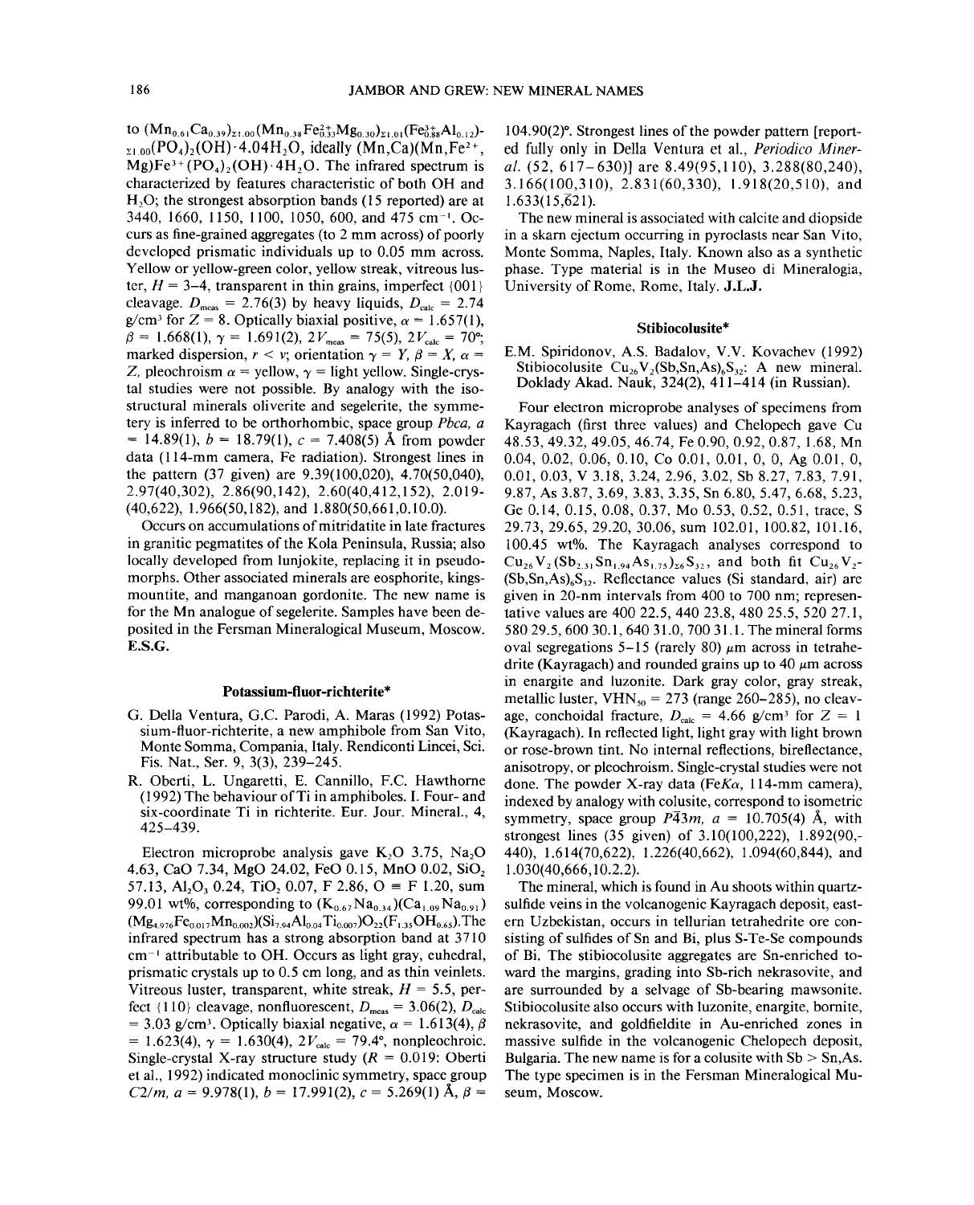to $(Mn_{0.61}Ca_{0.39})_{\Sigma 1.00}(Mn_{0.38}Fe^{2+}_{0.33}Mg_{0.30})_{\Sigma 1.01}(Fe^{3+}_{0.88}Al_{0.12})_{\Sigma 1.00}(PO_4)_2(OH)\cdot 4.04H_2O$, ideally $(Mn,Ca)(Mn,Fe^{2+},Mg)Fe^{3+}(PO_4)_2(OH)\cdot 4H_2O$. The infrared spectrum is characterized by features characteristic of both OH and $H_2O$; the strongest absorption bands (15 reported) are at 3440, 1660, 1150, 1100, 1050, 600, and 475 $cm^{-1}$. Occurs as fine-grained aggregates (to 2 mm across) of poorly developed prismatic individuals up to 0.05 mm across. Yellow or yellow-green color, yellow streak, vitreous luster, $H$ = 3–4, transparent in thin grains, imperfect {001} cleavage. $D_{meas}$ = 2.76(3) by heavy liquids, $D_{calc}$ = 2.74 g/cm³ for $Z$ = 8. Optically biaxial positive, $\alpha$ = 1.657(1), $\beta$ = 1.668(1), $\gamma$ = 1.691(2), $2V_{meas}$ = 75(5), $2V_{calc}$ = 70°; marked dispersion, $r < v$; orientation $\gamma = Y$, $\beta = X$, $\alpha = Z$, pleochroism $\alpha$ = yellow, $\gamma$ = light yellow. Single-crystal studies were not possible. By analogy with the isostructural minerals oliverite and segelerite, the symmetery is inferred to be orthorhombic, space group *Pbca*, $a$ = 14.89(1), $b$ = 18.79(1), $c$ = 7.408(5) Å from powder data (114-mm camera, Fe radiation). Strongest lines in the pattern (37 given) are 9.39(100,020), 4.70(50,040), 2.97(40,302), 2.86(90,142), 2.60(40,412,152), 2.019-(40,622), 1.966(50,182), and 1.880(50,661,0.10.0).

Occurs on accumulations of mitridatite in late fractures in granitic pegmatites of the Kola Peninsula, Russia; also locally developed from lunjokite, replacing it in pseudomorphs. Other associated minerals are eosphorite, kingsmountite, and manganoan gordonite. The new name is for the Mn analogue of segelerite. Samples have been deposited in the Fersman Mineralogical Museum, Moscow. **E.S.G.**

### Potassium-fluor-richterite*

G. Della Ventura, G.C. Parodi, A. Maras (1992) Potassium-fluor-richterite, a new amphibole from San Vito, Monte Somma, Compania, Italy. Rendiconti Lincei, Sci. Fis. Nat., Ser. 9, 3(3), 239–245.

R. Oberti, L. Ungaretti, E. Cannillo, F.C. Hawthorne (1992) The behaviour of Ti in amphiboles. I. Four- and six-coordinate Ti in richterite. Eur. Jour. Mineral., 4, 425–439.

Electron microprobe analysis gave $K_2O$ 3.75, $Na_2O$ 4.63, CaO 7.34, MgO 24.02, FeO 0.15, MnO 0.02, $SiO_2$ 57.13, $Al_2O_3$ 0.24, $TiO_2$ 0.07, F 2.86, O ≡ F 1.20, sum 99.01 wt%, corresponding to $(K_{0.67}Na_{0.34})(Ca_{1.09}Na_{0.91})(Mg_{4.976}Fe_{0.017}Mn_{0.002})(Si_{7.94}Al_{0.04}Ti_{0.007})O_{22}(F_{1.35}OH_{0.65})$. The infrared spectrum has a strong absorption band at 3710 $cm^{-1}$ attributable to OH. Occurs as light gray, euhedral, prismatic crystals up to 0.5 cm long, and as thin veinlets. Vitreous luster, transparent, white streak, $H$ = 5.5, perfect {110} cleavage, nonfluorescent, $D_{meas}$ = 3.06(2), $D_{calc}$ = 3.03 g/cm³. Optically biaxial negative, $\alpha$ = 1.613(4), $\beta$ = 1.623(4), $\gamma$ = 1.630(4), $2V_{calc}$ = 79.4°, nonpleochroic. Single-crystal X-ray structure study ($R$ = 0.019: Oberti et al., 1992) indicated monoclinic symmetry, space group *C2/m*, $a$ = 9.978(1), $b$ = 17.991(2), $c$ = 5.269(1) Å, $\beta$ = 104.90(2)°. Strongest lines of the powder pattern [reported fully only in Della Ventura et al., *Periodico Mineral.* (52, 617–630)] are 8.49(95,110), 3.288(80,240), 3.166(100,310), 2.831(60,330), 1.918(20,510), and 1.633(15,$\bar{6}$21).

The new mineral is associated with calcite and diopside in a skarn ejectum occurring in pyroclasts near San Vito, Monte Somma, Naples, Italy. Known also as a synthetic phase. Type material is in the Museo di Mineralogia, University of Rome, Rome, Italy. **J.L.J.**

### Stibiocolusite*

E.M. Spiridonov, A.S. Badalov, V.V. Kovachev (1992) Stibiocolusite $Cu_{26}V_2(Sb,Sn,As)_6S_{32}$: A new mineral. Doklady Akad. Nauk, 324(2), 411–414 (in Russian).

Four electron microprobe analyses of specimens from Kayragach (first three values) and Chelopech gave Cu 48.53, 49.32, 49.05, 46.74, Fe 0.90, 0.92, 0.87, 1.68, Mn 0.04, 0.02, 0.06, 0.10, Co 0.01, 0.01, 0, 0, Ag 0.01, 0, 0.01, 0.03, V 3.18, 3.24, 2.96, 3.02, Sb 8.27, 7.83, 7.91, 9.87, As 3.87, 3.69, 3.83, 3.35, Sn 6.80, 5.47, 6.68, 5.23, Ge 0.14, 0.15, 0.08, 0.37, Mo 0.53, 0.52, 0.51, trace, S 29.73, 29.65, 29.20, 30.06, sum 102.01, 100.82, 101.16, 100.45 wt%. The Kayragach analyses correspond to $Cu_{26}V_2(Sb_{2.31}Sn_{1.94}As_{1.75})_{\Sigma 6}S_{32}$, and both fit $Cu_{26}V_2(Sb,Sn,As)_6S_{32}$. Reflectance values (Si standard, air) are given in 20-nm intervals from 400 to 700 nm; representative values are 400 22.5, 440 23.8, 480 25.5, 520 27.1, 580 29.5, 600 30.1, 640 31.0, 700 31.1. The mineral forms oval segregations 5–15 (rarely 80) μm across in tetrahedrite (Kayragach) and rounded grains up to 40 μm across in enargite and luzonite. Dark gray color, gray streak, metallic luster, $VHN_{50}$ = 273 (range 260–285), no cleavage, conchoidal fracture, $D_{calc}$ = 4.66 g/cm³ for $Z$ = 1 (Kayragach). In reflected light, light gray with light brown or rose-brown tint. No internal reflections, bireflectance, anisotropy, or pleochroism. Single-crystal studies were not done. The powder X-ray data (Fe$K\alpha$, 114-mm camera), indexed by analogy with colusite, correspond to isometric symmetry, space group $P\bar{4}3m$, $a$ = 10.705(4) Å, with strongest lines (35 given) of 3.10(100,222), 1.892(90,440), 1.614(70,622), 1.226(40,662), 1.094(60,844), and 1.030(40,666,10.2.2).

The mineral, which is found in Au shoots within quartz-sulfide veins in the volcanogenic Kayragach deposit, eastern Uzbekistan, occurs in tellurian tetrahedrite ore consisting of sulfides of Sn and Bi, plus S-Te-Se compounds of Bi. The stibiocolusite aggregates are Sn-enriched toward the margins, grading into Sb-rich nekrasovite, and are surrounded by a selvage of Sb-bearing mawsonite. Stibiocolusite also occurs with luzonite, enargite, bornite, nekrasovite, and goldfieldite in Au-enriched zones in massive sulfide in the volcanogenic Chelopech deposit, Bulgaria. The new name is for a colusite with Sb > Sn,As. The type specimen is in the Fersman Mineralogical Museum, Moscow.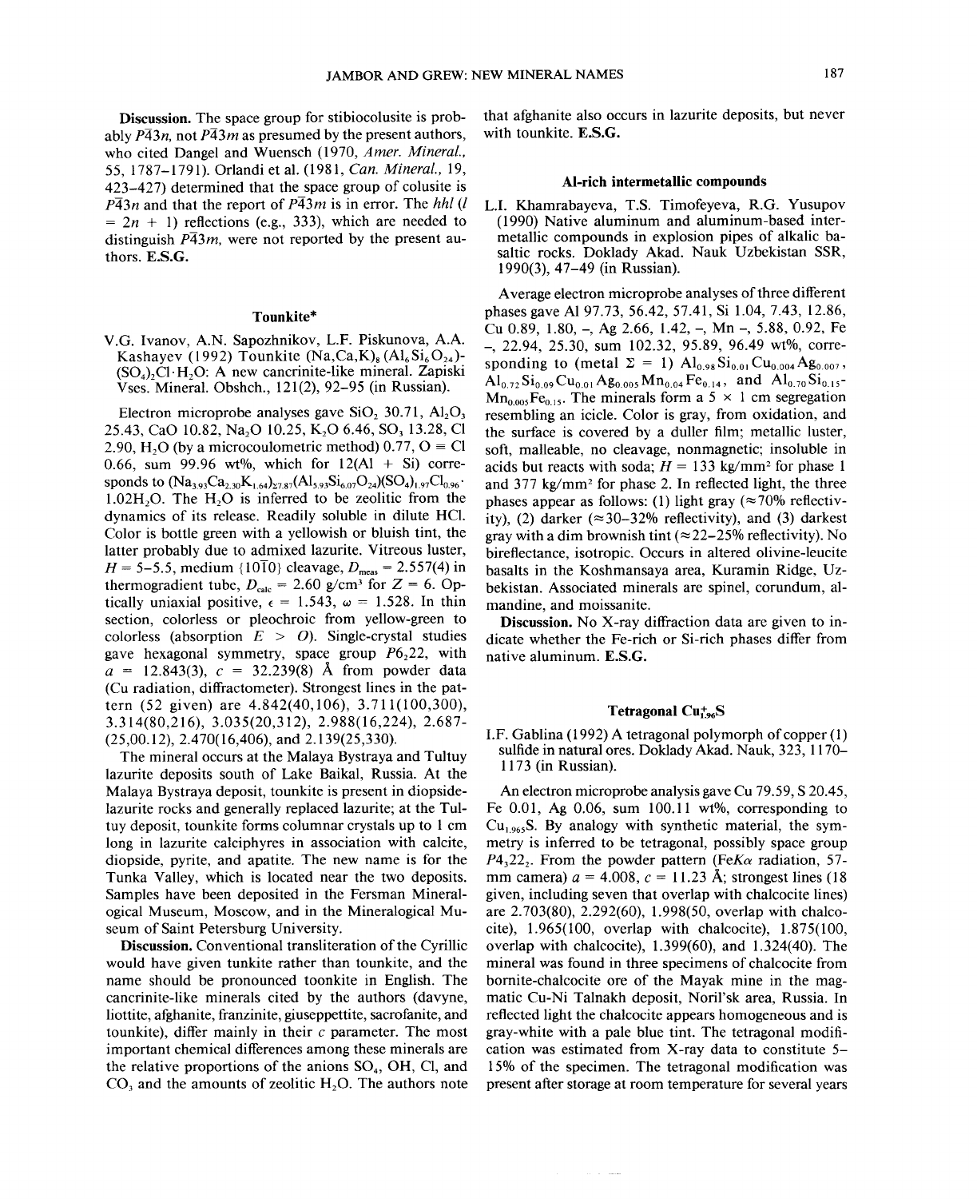**Discussion.** The space group for stibiocolusite is probably $P\bar{4}3n$, not $P\bar{4}3m$ as presumed by the present authors, who cited Dangel and Wuensch (1970, *Amer. Mineral.*, 55, 1787–1791). Orlandi et al. (1981, *Can. Mineral.*, 19, 423–427) determined that the space group of colusite is $P\bar{4}3n$ and that the report of $P\bar{4}3m$ is in error. The *hhl* ($l = 2n + 1$) reflections (e.g., 333), which are needed to distinguish $P\bar{4}3m$, were not reported by the present authors. **E.S.G.**

## Tounkite*

V.G. Ivanov, A.N. Sapozhnikov, L.F. Piskunova, A.A. Kashayev (1992) Tounkite $(Na,Ca,K)_8(Al_6Si_6O_{24})(SO_4)_2Cl\cdot H_2O$: A new cancrinite-like mineral. Zapiski Vses. Mineral. Obshch., 121(2), 92–95 (in Russian).

Electron microprobe analyses gave $SiO_2$ 30.71, $Al_2O_3$ 25.43, CaO 10.82, $Na_2O$ 10.25, $K_2O$ 6.46, $SO_3$ 13.28, Cl 2.90, $H_2O$ (by a microcoulometric method) 0.77, O ≡ Cl 0.66, sum 99.96 wt%, which for 12(Al + Si) corresponds to $(Na_{3.93}Ca_{2.30}K_{1.64})_{\Sigma 7.87}(Al_{5.93}Si_{6.07}O_{24})(SO_4)_{1.97}Cl_{0.96}\cdot 1.02H_2O$. The $H_2O$ is inferred to be zeolitic from the dynamics of its release. Readily soluble in dilute HCl. Color is bottle green with a yellowish or bluish tint, the latter probably due to admixed lazurite. Vitreous luster, $H = 5–5.5$, medium $\{10\bar{1}0\}$ cleavage, $D_{meas} = 2.557(4)$ in thermogradient tube, $D_{calc} = 2.60$ g/cm³ for $Z = 6$. Optically uniaxial positive, $\epsilon = 1.543$, $\omega = 1.528$. In thin section, colorless or pleochroic from yellow-green to colorless (absorption $E > O$). Single-crystal studies gave hexagonal symmetry, space group $P6_222$, with $a = 12.843(3)$, $c = 32.239(8)$ Å from powder data (Cu radiation, diffractometer). Strongest lines in the pattern (52 given) are 4.842(40,106), 3.711(100,300), 3.314(80,216), 3.035(20,312), 2.988(16,224), 2.687(25,00.12), 2.470(16,406), and 2.139(25,330).

The mineral occurs at the Malaya Bystraya and Tultuy lazurite deposits south of Lake Baikal, Russia. At the Malaya Bystraya deposit, tounkite is present in diopside-lazurite rocks and generally replaced lazurite; at the Tultuy deposit, tounkite forms columnar crystals up to 1 cm long in lazurite calciphyres in association with calcite, diopside, pyrite, and apatite. The new name is for the Tunka Valley, which is located near the two deposits. Samples have been deposited in the Fersman Mineralogical Museum, Moscow, and in the Mineralogical Museum of Saint Petersburg University.

**Discussion.** Conventional transliteration of the Cyrillic would have given tunkite rather than tounkite, and the name should be pronounced toonkite in English. The cancrinite-like minerals cited by the authors (davyne, liottite, afghanite, franzinite, giuseppettite, sacrofanite, and tounkite), differ mainly in their *c* parameter. The most important chemical differences among these minerals are the relative proportions of the anions $SO_4$, OH, Cl, and $CO_3$ and the amounts of zeolitic $H_2O$. The authors note that afghanite also occurs in lazurite deposits, but never with tounkite. **E.S.G.**

## Al-rich intermetallic compounds

L.I. Khamrabayeva, T.S. Timofeyeva, R.G. Yusupov (1990) Native aluminum and aluminum-based intermetallic compounds in explosion pipes of alkalic basaltic rocks. Doklady Akad. Nauk Uzbekistan SSR, 1990(3), 47–49 (in Russian).

Average electron microprobe analyses of three different phases gave Al 97.73, 56.42, 57.41, Si 1.04, 7.43, 12.86, Cu 0.89, 1.80, –, Ag 2.66, 1.42, –, Mn –, 5.88, 0.92, Fe –, 22.94, 25.30, sum 102.32, 95.89, 96.49 wt%, corresponding to (metal Σ = 1) $Al_{0.98}Si_{0.01}Cu_{0.004}Ag_{0.007}$, $Al_{0.72}Si_{0.09}Cu_{0.01}Ag_{0.005}Mn_{0.04}Fe_{0.14}$, and $Al_{0.70}Si_{0.15}Mn_{0.005}Fe_{0.15}$. The minerals form a 5 × 1 cm segregation resembling an icicle. Color is gray, from oxidation, and the surface is covered by a duller film; metallic luster, soft, malleable, no cleavage, nonmagnetic; insoluble in acids but reacts with soda; $H = 133$ kg/mm² for phase 1 and 377 kg/mm² for phase 2. In reflected light, the three phases appear as follows: (1) light gray (≈70% reflectivity), (2) darker (≈30–32% reflectivity), and (3) darkest gray with a dim brownish tint (≈22–25% reflectivity). No bireflectance, isotropic. Occurs in altered olivine-leucite basalts in the Koshmansaya area, Kuramin Ridge, Uzbekistan. Associated minerals are spinel, corundum, almandine, and moissanite.

**Discussion.** No X-ray diffraction data are given to indicate whether the Fe-rich or Si-rich phases differ from native aluminum. **E.S.G.**

## Tetragonal $Cu^{+}_{1.96}S$

I.F. Gablina (1992) A tetragonal polymorph of copper (1) sulfide in natural ores. Doklady Akad. Nauk, 323, 1170–1173 (in Russian).

An electron microprobe analysis gave Cu 79.59, S 20.45, Fe 0.01, Ag 0.06, sum 100.11 wt%, corresponding to $Cu_{1.965}S$. By analogy with synthetic material, the symmetry is inferred to be tetragonal, possibly space group $P4_32_12$. From the powder pattern (Fe*Kα* radiation, 57-mm camera) $a = 4.008$, $c = 11.23$ Å; strongest lines (18 given, including seven that overlap with chalcocite lines) are 2.703(80), 2.292(60), 1.998(50, overlap with chalcocite), 1.965(100, overlap with chalcocite), 1.875(100, overlap with chalcocite), 1.399(60), and 1.324(40). The mineral was found in three specimens of chalcocite from bornite-chalcocite ore of the Mayak mine in the magmatic Cu-Ni Talnakh deposit, Noril'sk area, Russia. In reflected light the chalcocite appears homogeneous and is gray-white with a pale blue tint. The tetragonal modification was estimated from X-ray data to constitute 5–15% of the specimen. The tetragonal modification was present after storage at room temperature for several years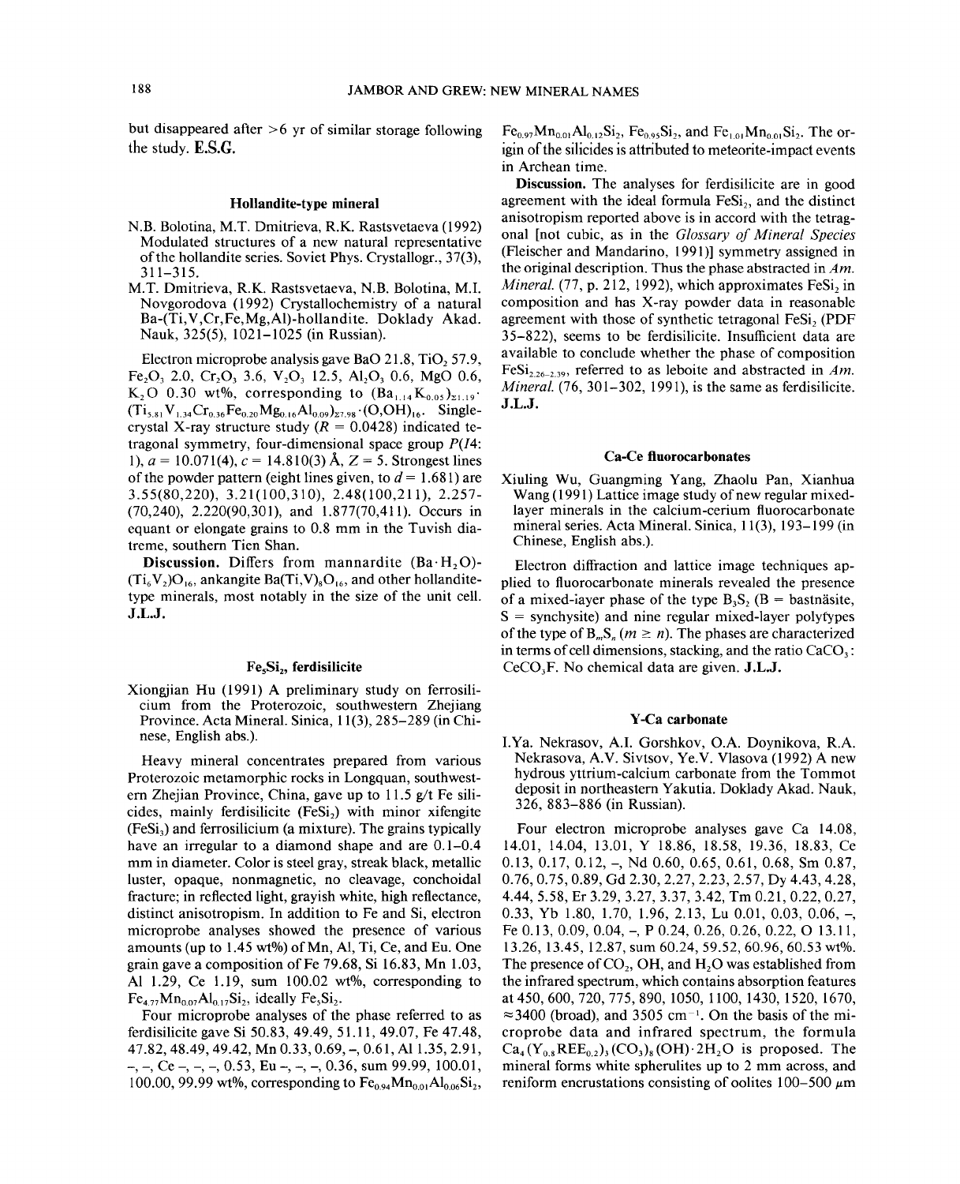but disappeared after >6 yr of similar storage following the study. **E.S.G.**

## Hollandite-type mineral

N.B. Bolotina, M.T. Dmitrieva, R.K. Rastsvetaeva (1992) Modulated structures of a new natural representative of the hollandite series. Soviet Phys. Crystallogr., 37(3), 311–315.

M.T. Dmitrieva, R.K. Rastsvetaeva, N.B. Bolotina, M.I. Novgorodova (1992) Crystallochemistry of a natural Ba-(Ti,V,Cr,Fe,Mg,Al)-hollandite. Doklady Akad. Nauk, 325(5), 1021–1025 (in Russian).

Electron microprobe analysis gave BaO 21.8, $TiO_2$ 57.9, $Fe_2O_3$ 2.0, $Cr_2O_3$ 3.6, $V_2O_3$ 12.5, $Al_2O_3$ 0.6, MgO 0.6, $K_2O$ 0.30 wt%, corresponding to $(Ba_{1.14}K_{0.05})_{\Sigma 1.19}(Ti_{5.81}V_{1.34}Cr_{0.36}Fe_{0.20}Mg_{0.16}Al_{0.09})_{\Sigma 7.98}\cdot(O,OH)_{16}$. Single-crystal X-ray structure study ($R$ = 0.0428) indicated tetragonal symmetry, four-dimensional space group $P(I4{:}1)$, $a$ = 10.071(4), $c$ = 14.810(3) Å, $Z$ = 5. Strongest lines of the powder pattern (eight lines given, to $d$ = 1.681) are 3.55(80,220), 3.21(100,310), 2.48(100,211), 2.257(70,240), 2.220(90,301), and 1.877(70,411). Occurs in equant or elongate grains to 0.8 mm in the Tuvish diatreme, southern Tien Shan.

**Discussion.** Differs from mannardite $(Ba\cdot H_2O)(Ti_6V_2)O_{16}$, ankangite $Ba(Ti,V)_8O_{16}$, and other hollandite-type minerals, most notably in the size of the unit cell. **J.L.J.**

## $Fe_5Si_2$, ferdisilicite

Xiongjian Hu (1991) A preliminary study on ferrosilicium from the Proterozoic, southwestern Zhejiang Province. Acta Mineral. Sinica, 11(3), 285–289 (in Chinese, English abs.).

Heavy mineral concentrates prepared from various Proterozoic metamorphic rocks in Longquan, southwestern Zhejian Province, China, gave up to 11.5 g/t Fe silicides, mainly ferdisilicite ($FeSi_2$) with minor xifengite ($FeSi_3$) and ferrosilicium (a mixture). The grains typically have an irregular to a diamond shape and are 0.1–0.4 mm in diameter. Color is steel gray, streak black, metallic luster, opaque, nonmagnetic, no cleavage, conchoidal fracture; in reflected light, grayish white, high reflectance, distinct anisotropism. In addition to Fe and Si, electron microprobe analyses showed the presence of various amounts (up to 1.45 wt%) of Mn, Al, Ti, Ce, and Eu. One grain gave a composition of Fe 79.68, Si 16.83, Mn 1.03, Al 1.29, Ce 1.19, sum 100.02 wt%, corresponding to $Fe_{4.77}Mn_{0.07}Al_{0.17}Si_2$, ideally $Fe_5Si_2$.

Four microprobe analyses of the phase referred to as ferdisilicite gave Si 50.83, 49.49, 51.11, 49.07, Fe 47.48, 47.82, 48.49, 49.42, Mn 0.33, 0.69, –, 0.61, Al 1.35, 2.91, –, –, Ce –, –, –, 0.53, Eu –, –, –, 0.36, sum 99.99, 100.01, 100.00, 99.99 wt%, corresponding to $Fe_{0.94}Mn_{0.01}Al_{0.06}Si_2$, $Fe_{0.97}Mn_{0.01}Al_{0.12}Si_2$, $Fe_{0.95}Si_2$, and $Fe_{1.01}Mn_{0.01}Si_2$. The origin of the silicides is attributed to meteorite-impact events in Archean time.

**Discussion.** The analyses for ferdisilicite are in good agreement with the ideal formula $FeSi_2$, and the distinct anisotropism reported above is in accord with the tetragonal [not cubic, as in the *Glossary of Mineral Species* (Fleischer and Mandarino, 1991)] symmetry assigned in the original description. Thus the phase abstracted in *Am. Mineral.* (77, p. 212, 1992), which approximates $FeSi_2$ in composition and has X-ray powder data in reasonable agreement with those of synthetic tetragonal $FeSi_2$ (PDF 35–822), seems to be ferdisilicite. Insufficient data are available to conclude whether the phase of composition $FeSi_{2.26-2.39}$, referred to as leboite and abstracted in *Am. Mineral.* (76, 301–302, 1991), is the same as ferdisilicite. **J.L.J.**

## Ca-Ce fluorocarbonates

Xiuling Wu, Guangming Yang, Zhaolu Pan, Xianhua Wang (1991) Lattice image study of new regular mixed-layer minerals in the calcium-cerium fluorocarbonate mineral series. Acta Mineral. Sinica, 11(3), 193–199 (in Chinese, English abs.).

Electron diffraction and lattice image techniques applied to fluorocarbonate minerals revealed the presence of a mixed-layer phase of the type $B_3S_2$ (B = bastnäsite, S = synchysite) and nine regular mixed-layer polytypes of the type of $B_mS_n$ ($m \geq n$). The phases are characterized in terms of cell dimensions, stacking, and the ratio $CaCO_3$ : $CeCO_3F$. No chemical data are given. **J.L.J.**

## Y-Ca carbonate

I.Ya. Nekrasov, A.I. Gorshkov, O.A. Doynikova, R.A. Nekrasova, A.V. Sivtsov, Ye.V. Vlasova (1992) A new hydrous yttrium-calcium carbonate from the Tommot deposit in northeastern Yakutia. Doklady Akad. Nauk, 326, 883–886 (in Russian).

Four electron microprobe analyses gave Ca 14.08, 14.01, 14.04, 13.01, Y 18.86, 18.58, 19.36, 18.83, Ce 0.13, 0.17, 0.12, –, Nd 0.60, 0.65, 0.61, 0.68, Sm 0.87, 0.76, 0.75, 0.89, Gd 2.30, 2.27, 2.23, 2.57, Dy 4.43, 4.28, 4.44, 5.58, Er 3.29, 3.27, 3.37, 3.42, Tm 0.21, 0.22, 0.27, 0.33, Yb 1.80, 1.70, 1.96, 2.13, Lu 0.01, 0.03, 0.06, –, Fe 0.13, 0.09, 0.04, –, P 0.24, 0.26, 0.26, 0.22, O 13.11, 13.26, 13.45, 12.87, sum 60.24, 59.52, 60.96, 60.53 wt%. The presence of $CO_2$, OH, and $H_2O$ was established from the infrared spectrum, which contains absorption features at 450, 600, 720, 775, 890, 1050, 1100, 1430, 1520, 1670, ≈3400 (broad), and 3505 $cm^{-1}$. On the basis of the microprobe data and infrared spectrum, the formula $Ca_4(Y_{0.8}REE_{0.2})_3(CO_3)_8(OH)\cdot 2H_2O$ is proposed. The mineral forms white spherulites up to 2 mm across, and reniform encrustations consisting of oolites 100–500 μm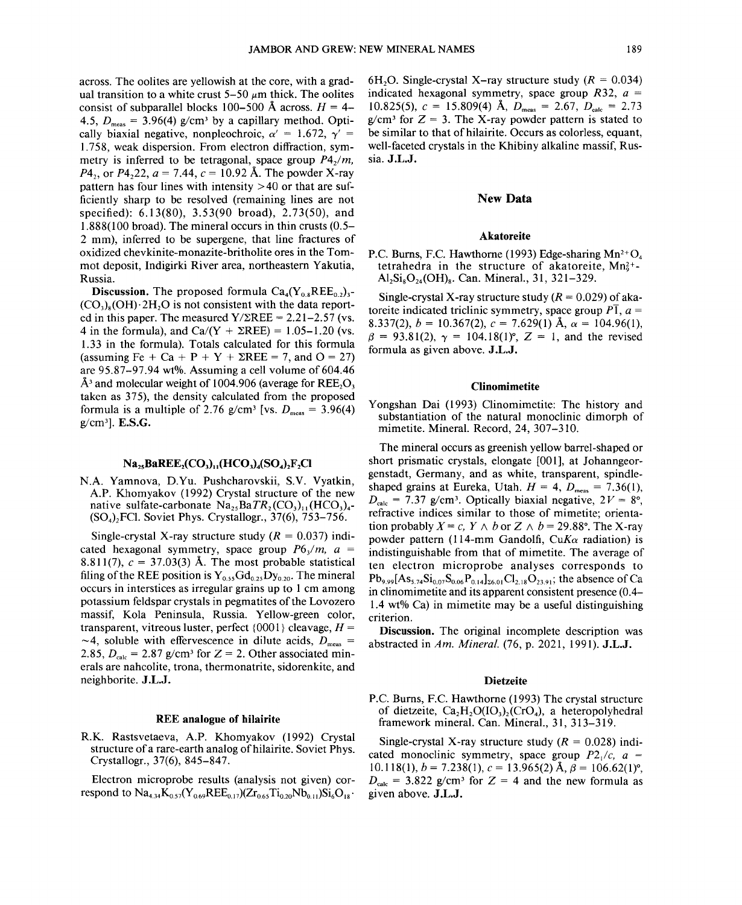across. The oolites are yellowish at the core, with a gradual transition to a white crust 5–50 μm thick. The oolites consist of subparallel blocks 100–500 Å across. $H$ = 4–4.5, $D_{meas}$ = 3.96(4) g/cm³ by a capillary method. Optically biaxial negative, nonpleochroic, $\alpha'$ = 1.672, $\gamma'$ = 1.758, weak dispersion. From electron diffraction, symmetry is inferred to be tetragonal, space group $P4_2/m$, $P4_2$, or $P4_222$, $a$ = 7.44, $c$ = 10.92 Å. The powder X-ray pattern has four lines with intensity >40 or that are sufficiently sharp to be resolved (remaining lines are not specified): 6.13(80), 3.53(90 broad), 2.73(50), and 1.888(100 broad). The mineral occurs in thin crusts (0.5–2 mm), inferred to be supergene, that line fractures of oxidized chevkinite-monazite-britholite ores in the Tommot deposit, Indigirki River area, northeastern Yakutia, Russia.

**Discussion.** The proposed formula $Ca_4(Y_{0.8}REE_{0.2})_3(CO_3)_8(OH)\cdot 2H_2O$ is not consistent with the data reported in this paper. The measured Y/ΣREE = 2.21–2.57 (vs. 4 in the formula), and Ca/(Y + ΣREE) = 1.05–1.20 (vs. 1.33 in the formula). Totals calculated for this formula (assuming Fe + Ca + P + Y + ΣREE = 7, and O = 27) are 95.87–97.94 wt%. Assuming a cell volume of 604.46 Å³ and molecular weight of 1004.906 (average for $REE_2O_3$ taken as 375), the density calculated from the proposed formula is a multiple of 2.76 g/cm³ [vs. $D_{meas}$ = 3.96(4) g/cm³]. **E.S.G.**

### $Na_{25}BaREE_2(CO_3)_{11}(HCO_3)_4(SO_4)_2F_2Cl$

N.A. Yamnova, D.Yu. Pushcharovskii, S.V. Vyatkin, A.P. Khomyakov (1992) Crystal structure of the new native sulfate-carbonate $Na_{25}BaTR_2(CO_3)_{11}(HCO_3)_4(SO_4)_2FCl$. Soviet Phys. Crystallogr., 37(6), 753–756.

Single-crystal X-ray structure study ($R$ = 0.037) indicated hexagonal symmetry, space group $P6_3/m$, $a$ = 8.811(7), $c$ = 37.03(3) Å. The most probable statistical filing of the REE position is $Y_{0.55}Gd_{0.25}Dy_{0.20}$. The mineral occurs in interstices as irregular grains up to 1 cm among potassium feldspar crystals in pegmatites of the Lovozero massif, Kola Peninsula, Russia. Yellow-green color, transparent, vitreous luster, perfect {0001} cleavage, $H$ = ~4, soluble with effervescence in dilute acids, $D_{meas}$ = 2.85, $D_{calc}$ = 2.87 g/cm³ for $Z$ = 2. Other associated minerals are nahcolite, trona, thermonatrite, sidorenkite, and neighborite. **J.L.J.**

### REE analogue of hilairite

R.K. Rastsvetaeva, A.P. Khomyakov (1992) Crystal structure of a rare-earth analog of hilairite. Soviet Phys. Crystallogr., 37(6), 845–847.

Electron microprobe results (analysis not given) correspond to $Na_{4.34}K_{0.57}(Y_{0.69}REE_{0.17})(Zr_{0.65}Ti_{0.20}Nb_{0.11})Si_6O_{18}\cdot 6H_2O$. Single-crystal X-ray structure study ($R$ = 0.034) indicated hexagonal symmetry, space group $R32$, $a$ = 10.825(5), $c$ = 15.809(4) Å, $D_{meas}$ = 2.67, $D_{calc}$ = 2.73 g/cm³ for $Z$ = 3. The X-ray powder pattern is stated to be similar to that of hilairite. Occurs as colorless, equant, well-faceted crystals in the Khibiny alkaline massif, Russia. **J.L.J.**

## New Data

### Akatoreite

P.C. Burns, F.C. Hawthorne (1993) Edge-sharing $Mn^{2+}O_4$ tetrahedra in the structure of akatoreite, $Mn^{2+}_9Al_2Si_8O_{24}(OH)_8$. Can. Mineral., 31, 321–329.

Single-crystal X-ray structure study ($R$ = 0.029) of akatoreite indicated triclinic symmetry, space group $P\bar{1}$, $a$ = 8.337(2), $b$ = 10.367(2), $c$ = 7.629(1) Å, $\alpha$ = 104.96(1), $\beta$ = 93.81(2), $\gamma$ = 104.18(1)°, $Z$ = 1, and the revised formula as given above. **J.L.J.**

### Clinomimetite

Yongshan Dai (1993) Clinomimetite: The history and substantiation of the natural monoclinic dimorph of mimetite. Mineral. Record, 24, 307–310.

The mineral occurs as greenish yellow barrel-shaped or short prismatic crystals, elongate [001], at Johanngeorgenstadt, Germany, and as white, transparent, spindle-shaped grains at Eureka, Utah. $H$ = 4, $D_{meas}$ = 7.36(1), $D_{calc}$ = 7.37 g/cm³. Optically biaxial negative, 2$V$ = 8°, refractive indices similar to those of mimetite; orientation probably $X = c$, $Y \wedge b$ or $Z \wedge b$ = 29.88°. The X-ray powder pattern (114-mm Gandolfi, Cu$K\alpha$ radiation) is indistinguishable from that of mimetite. The average of ten electron microprobe analyses corresponds to $Pb_{9.99}[As_{5.74}Si_{0.07}S_{0.06}P_{0.14}]_{\Sigma 6.01}Cl_{2.18}O_{23.91}$; the absence of Ca in clinomimetite and its apparent consistent presence (0.4–1.4 wt% Ca) in mimetite may be a useful distinguishing criterion.

**Discussion.** The original incomplete description was abstracted in *Am. Mineral.* (76, p. 2021, 1991). **J.L.J.**

### Dietzeite

P.C. Burns, F.C. Hawthorne (1993) The crystal structure of dietzeite, $Ca_2H_2O(IO_3)_2(CrO_4)$, a heteropolyhedral framework mineral. Can. Mineral., 31, 313–319.

Single-crystal X-ray structure study ($R$ = 0.028) indicated monoclinic symmetry, space group $P2_1/c$, $a$ = 10.118(1), $b$ = 7.238(1), $c$ = 13.965(2) Å, $\beta$ = 106.62(1)°, $D_{calc}$ = 3.822 g/cm³ for $Z$ = 4 and the new formula as given above. **J.L.J.**